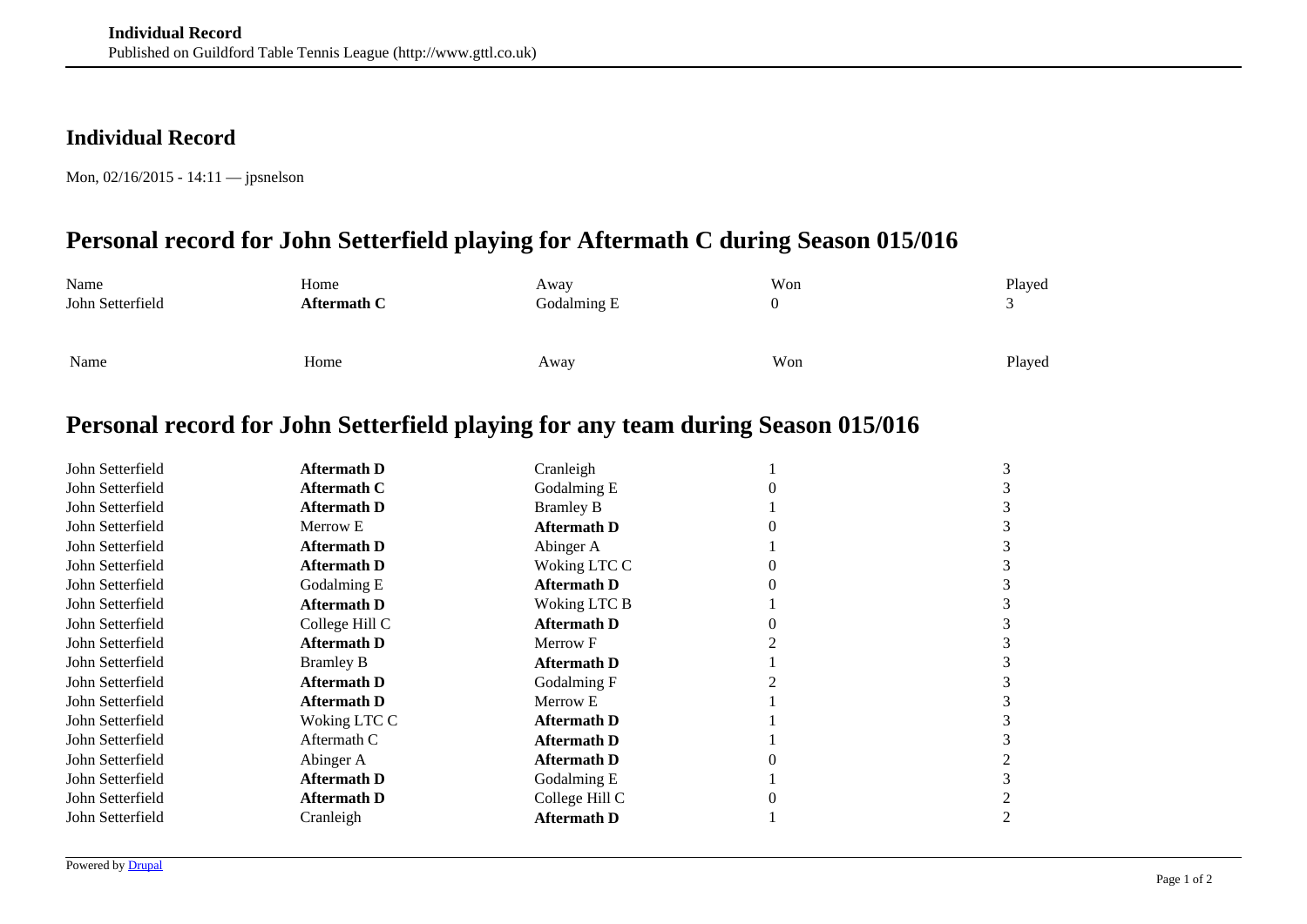# Individual Record

Mon, 02/16/2015 - 14:11 — jpsnelson

## Personal record for John Setterfield playing for Aftermath C during Season 015/016

| Name | Home | Away | Won | Played |
|---|---|---|---|---|
| John Setterfield | **Aftermath C** | Godalming E | 0 | 3 |

| Name | Home | Away | Won | Played |
|---|---|---|---|---|

## Personal record for John Setterfield playing for any team during Season 015/016

| Name | Home | Away | Won | Played |
|---|---|---|---|---|
| John Setterfield | **Aftermath D** | Cranleigh | 1 | 3 |
| John Setterfield | **Aftermath C** | Godalming E | 0 | 3 |
| John Setterfield | **Aftermath D** | Bramley B | 1 | 3 |
| John Setterfield | Merrow E | **Aftermath D** | 0 | 3 |
| John Setterfield | **Aftermath D** | Abinger A | 1 | 3 |
| John Setterfield | **Aftermath D** | Woking LTC C | 0 | 3 |
| John Setterfield | Godalming E | **Aftermath D** | 0 | 3 |
| John Setterfield | **Aftermath D** | Woking LTC B | 1 | 3 |
| John Setterfield | College Hill C | **Aftermath D** | 0 | 3 |
| John Setterfield | **Aftermath D** | Merrow F | 2 | 3 |
| John Setterfield | Bramley B | **Aftermath D** | 1 | 3 |
| John Setterfield | **Aftermath D** | Godalming F | 2 | 3 |
| John Setterfield | **Aftermath D** | Merrow E | 1 | 3 |
| John Setterfield | Woking LTC C | **Aftermath D** | 1 | 3 |
| John Setterfield | Aftermath C | **Aftermath D** | 1 | 3 |
| John Setterfield | Abinger A | **Aftermath D** | 0 | 2 |
| John Setterfield | **Aftermath D** | Godalming E | 1 | 3 |
| John Setterfield | **Aftermath D** | College Hill C | 0 | 2 |
| John Setterfield | Cranleigh | **Aftermath D** | 1 | 2 |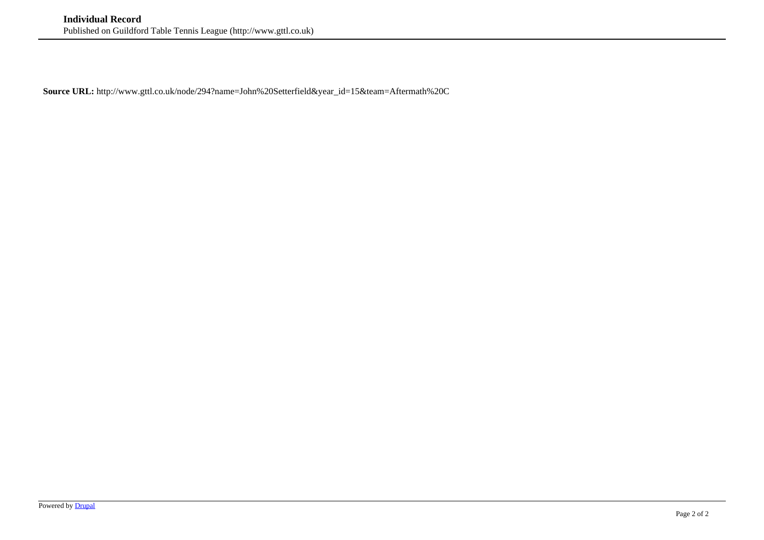**Source URL:** http://www.gttl.co.uk/node/294?name=John%20Setterfield&year_id=15&team=Aftermath%20C